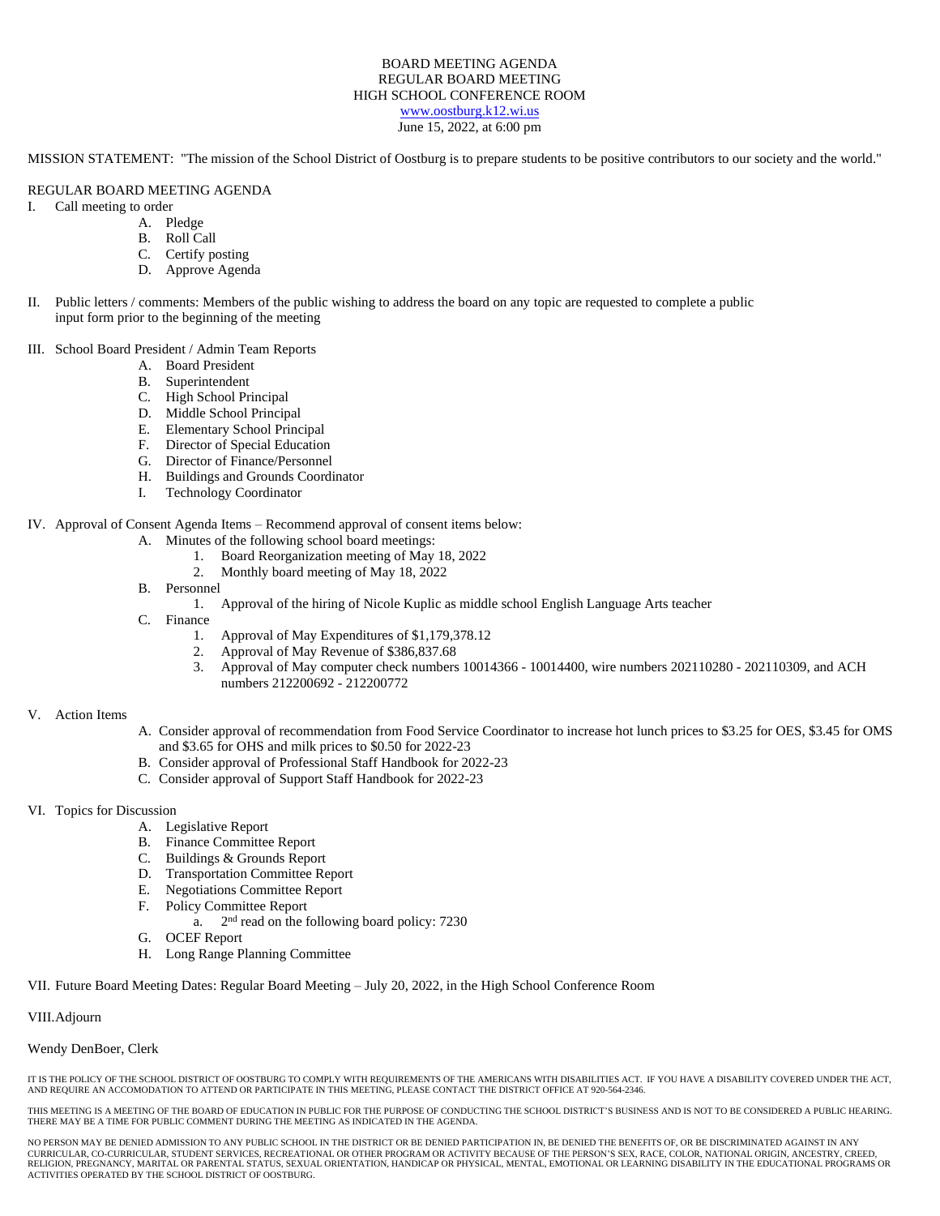# BOARD MEETING AGENDA
## REGULAR BOARD MEETING
## HIGH SCHOOL CONFERENCE ROOM

www.oostburg.k12.wi.us

June 15, 2022, at 6:00 pm

MISSION STATEMENT: "The mission of the School District of Oostburg is to prepare students to be positive contributors to our society and the world."

REGULAR BOARD MEETING AGENDA

I. Call meeting to order
   - A. Pledge
   - B. Roll Call
   - C. Certify posting
   - D. Approve Agenda

II. Public letters / comments: Members of the public wishing to address the board on any topic are requested to complete a public input form prior to the beginning of the meeting

III. School Board President / Admin Team Reports
   - A. Board President
   - B. Superintendent
   - C. High School Principal
   - D. Middle School Principal
   - E. Elementary School Principal
   - F. Director of Special Education
   - G. Director of Finance/Personnel
   - H. Buildings and Grounds Coordinator
   - I. Technology Coordinator

IV. Approval of Consent Agenda Items – Recommend approval of consent items below:
   - A. Minutes of the following school board meetings:
     1. Board Reorganization meeting of May 18, 2022
     2. Monthly board meeting of May 18, 2022
   - B. Personnel
     1. Approval of the hiring of Nicole Kuplic as middle school English Language Arts teacher
   - C. Finance
     1. Approval of May Expenditures of $1,179,378.12
     2. Approval of May Revenue of $386,837.68
     3. Approval of May computer check numbers 10014366 - 10014400, wire numbers 202110280 - 202110309, and ACH numbers 212200692 - 212200772

V. Action Items
   - A. Consider approval of recommendation from Food Service Coordinator to increase hot lunch prices to $3.25 for OES, $3.45 for OMS and $3.65 for OHS and milk prices to $0.50 for 2022-23
   - B. Consider approval of Professional Staff Handbook for 2022-23
   - C. Consider approval of Support Staff Handbook for 2022-23

VI. Topics for Discussion
   - A. Legislative Report
   - B. Finance Committee Report
   - C. Buildings & Grounds Report
   - D. Transportation Committee Report
   - E. Negotiations Committee Report
   - F. Policy Committee Report
     - a. 2nd read on the following board policy: 7230
   - G. OCEF Report
   - H. Long Range Planning Committee

VII. Future Board Meeting Dates: Regular Board Meeting – July 20, 2022, in the High School Conference Room

VIII. Adjourn

Wendy DenBoer, Clerk

IT IS THE POLICY OF THE SCHOOL DISTRICT OF OOSTBURG TO COMPLY WITH REQUIREMENTS OF THE AMERICANS WITH DISABILITIES ACT. IF YOU HAVE A DISABILITY COVERED UNDER THE ACT, AND REQUIRE AN ACCOMODATION TO ATTEND OR PARTICIPATE IN THIS MEETING, PLEASE CONTACT THE DISTRICT OFFICE AT 920-564-2346.

THIS MEETING IS A MEETING OF THE BOARD OF EDUCATION IN PUBLIC FOR THE PURPOSE OF CONDUCTING THE SCHOOL DISTRICT'S BUSINESS AND IS NOT TO BE CONSIDERED A PUBLIC HEARING. THERE MAY BE A TIME FOR PUBLIC COMMENT DURING THE MEETING AS INDICATED IN THE AGENDA.

NO PERSON MAY BE DENIED ADMISSION TO ANY PUBLIC SCHOOL IN THE DISTRICT OR BE DENIED PARTICIPATION IN, BE DENIED THE BENEFITS OF, OR BE DISCRIMINATED AGAINST IN ANY CURRICULAR, CO-CURRICULAR, STUDENT SERVICES, RECREATIONAL OR OTHER PROGRAM OR ACTIVITY BECAUSE OF THE PERSON'S SEX, RACE, COLOR, NATIONAL ORIGIN, ANCESTRY, CREED, RELIGION, PREGNANCY, MARITAL OR PARENTAL STATUS, SEXUAL ORIENTATION, HANDICAP OR PHYSICAL, MENTAL, EMOTIONAL OR LEARNING DISABILITY IN THE EDUCATIONAL PROGRAMS OR ACTIVITIES OPERATED BY THE SCHOOL DISTRICT OF OOSTBURG.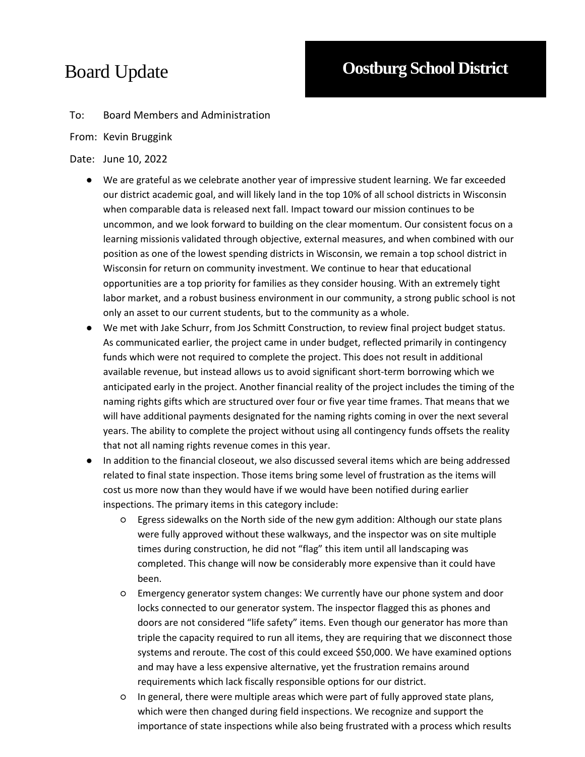# Board Update

**Oostburg School District**

To: Board Members and Administration

From: Kevin Bruggink

Date: June 10, 2022

- We are grateful as we celebrate another year of impressive student learning. We far exceeded our district academic goal, and will likely land in the top 10% of all school districts in Wisconsin when comparable data is released next fall. Impact toward our mission continues to be uncommon, and we look forward to building on the clear momentum. Our consistent focus on a learning missionis validated through objective, external measures, and when combined with our position as one of the lowest spending districts in Wisconsin, we remain a top school district in Wisconsin for return on community investment. We continue to hear that educational opportunities are a top priority for families as they consider housing. With an extremely tight labor market, and a robust business environment in our community, a strong public school is not only an asset to our current students, but to the community as a whole.
- We met with Jake Schurr, from Jos Schmitt Construction, to review final project budget status. As communicated earlier, the project came in under budget, reflected primarily in contingency funds which were not required to complete the project. This does not result in additional available revenue, but instead allows us to avoid significant short-term borrowing which we anticipated early in the project. Another financial reality of the project includes the timing of the naming rights gifts which are structured over four or five year time frames. That means that we will have additional payments designated for the naming rights coming in over the next several years. The ability to complete the project without using all contingency funds offsets the reality that not all naming rights revenue comes in this year.
- In addition to the financial closeout, we also discussed several items which are being addressed related to final state inspection. Those items bring some level of frustration as the items will cost us more now than they would have if we would have been notified during earlier inspections. The primary items in this category include:
  - Egress sidewalks on the North side of the new gym addition: Although our state plans were fully approved without these walkways, and the inspector was on site multiple times during construction, he did not "flag" this item until all landscaping was completed. This change will now be considerably more expensive than it could have been.
  - Emergency generator system changes: We currently have our phone system and door locks connected to our generator system. The inspector flagged this as phones and doors are not considered "life safety" items. Even though our generator has more than triple the capacity required to run all items, they are requiring that we disconnect those systems and reroute. The cost of this could exceed $50,000. We have examined options and may have a less expensive alternative, yet the frustration remains around requirements which lack fiscally responsible options for our district.
  - In general, there were multiple areas which were part of fully approved state plans, which were then changed during field inspections. We recognize and support the importance of state inspections while also being frustrated with a process which results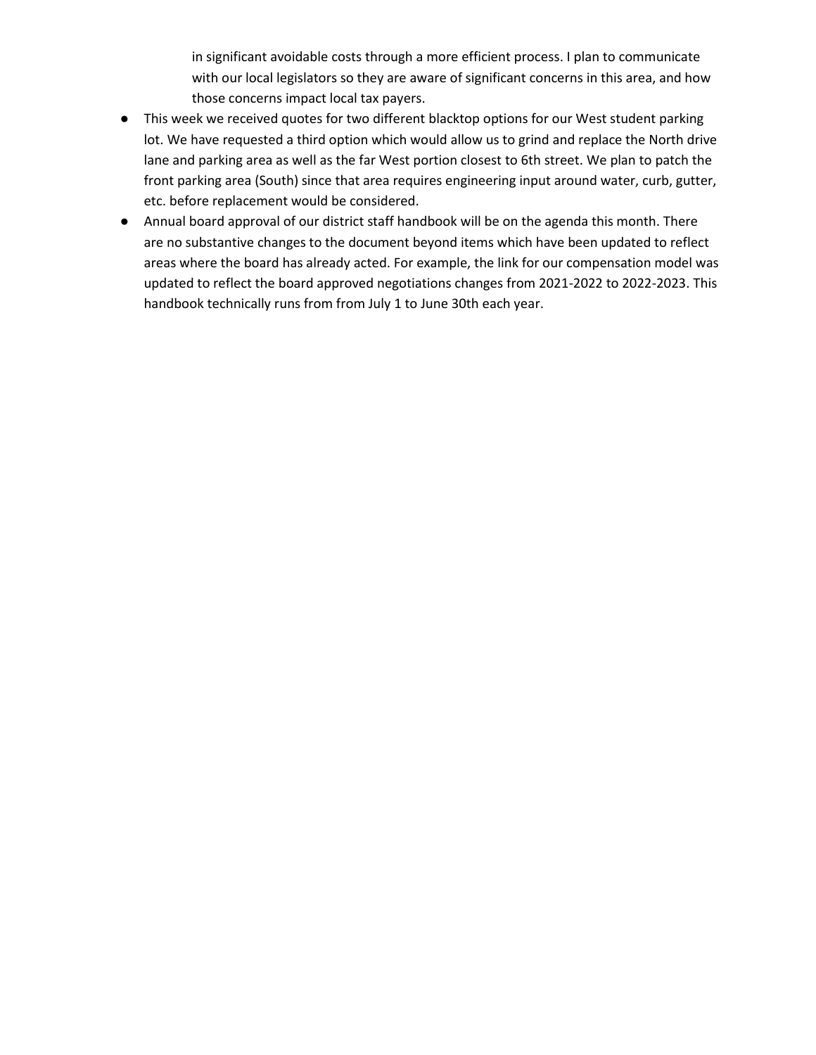in significant avoidable costs through a more efficient process. I plan to communicate with our local legislators so they are aware of significant concerns in this area, and how those concerns impact local tax payers.

- This week we received quotes for two different blacktop options for our West student parking lot. We have requested a third option which would allow us to grind and replace the North drive lane and parking area as well as the far West portion closest to 6th street. We plan to patch the front parking area (South) since that area requires engineering input around water, curb, gutter, etc. before replacement would be considered.
- Annual board approval of our district staff handbook will be on the agenda this month. There are no substantive changes to the document beyond items which have been updated to reflect areas where the board has already acted. For example, the link for our compensation model was updated to reflect the board approved negotiations changes from 2021-2022 to 2022-2023. This handbook technically runs from from July 1 to June 30th each year.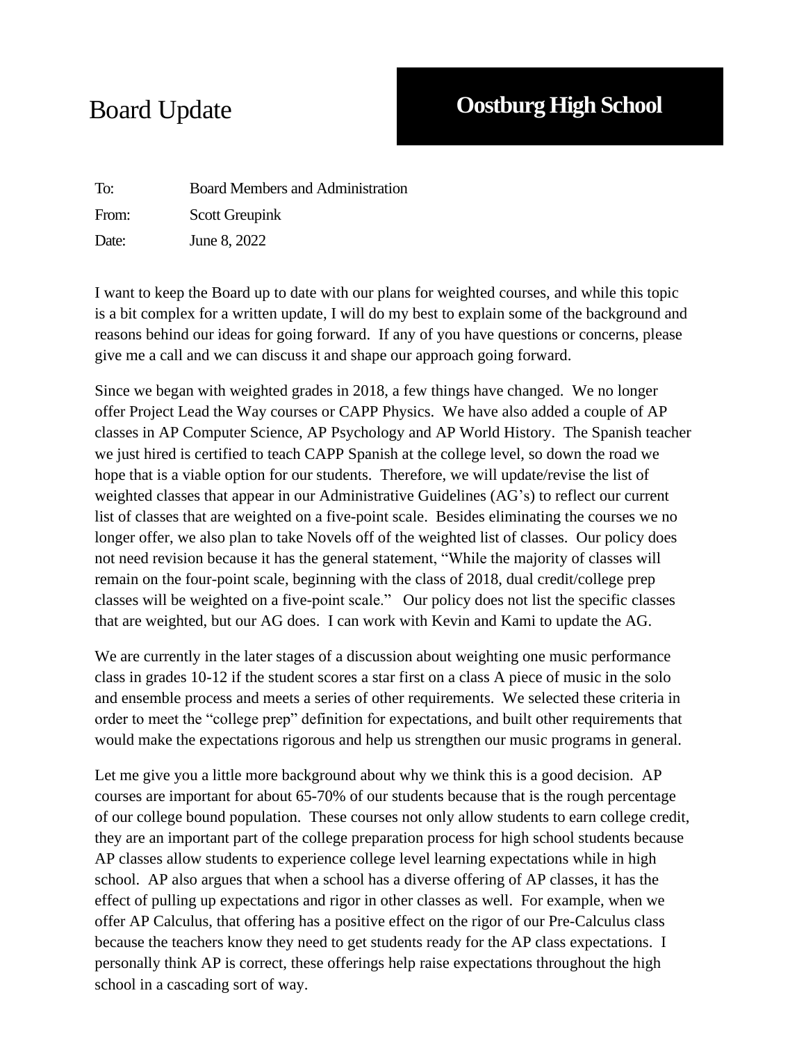# Board Update

## Oostburg High School

| | |
|---|---|
| To: | Board Members and Administration |
| From: | Scott Greupink |
| Date: | June 8, 2022 |

I want to keep the Board up to date with our plans for weighted courses, and while this topic is a bit complex for a written update, I will do my best to explain some of the background and reasons behind our ideas for going forward. If any of you have questions or concerns, please give me a call and we can discuss it and shape our approach going forward.

Since we began with weighted grades in 2018, a few things have changed. We no longer offer Project Lead the Way courses or CAPP Physics. We have also added a couple of AP classes in AP Computer Science, AP Psychology and AP World History. The Spanish teacher we just hired is certified to teach CAPP Spanish at the college level, so down the road we hope that is a viable option for our students. Therefore, we will update/revise the list of weighted classes that appear in our Administrative Guidelines (AG's) to reflect our current list of classes that are weighted on a five-point scale. Besides eliminating the courses we no longer offer, we also plan to take Novels off of the weighted list of classes. Our policy does not need revision because it has the general statement, "While the majority of classes will remain on the four-point scale, beginning with the class of 2018, dual credit/college prep classes will be weighted on a five-point scale." Our policy does not list the specific classes that are weighted, but our AG does. I can work with Kevin and Kami to update the AG.

We are currently in the later stages of a discussion about weighting one music performance class in grades 10-12 if the student scores a star first on a class A piece of music in the solo and ensemble process and meets a series of other requirements. We selected these criteria in order to meet the "college prep" definition for expectations, and built other requirements that would make the expectations rigorous and help us strengthen our music programs in general.

Let me give you a little more background about why we think this is a good decision. AP courses are important for about 65-70% of our students because that is the rough percentage of our college bound population. These courses not only allow students to earn college credit, they are an important part of the college preparation process for high school students because AP classes allow students to experience college level learning expectations while in high school. AP also argues that when a school has a diverse offering of AP classes, it has the effect of pulling up expectations and rigor in other classes as well. For example, when we offer AP Calculus, that offering has a positive effect on the rigor of our Pre-Calculus class because the teachers know they need to get students ready for the AP class expectations. I personally think AP is correct, these offerings help raise expectations throughout the high school in a cascading sort of way.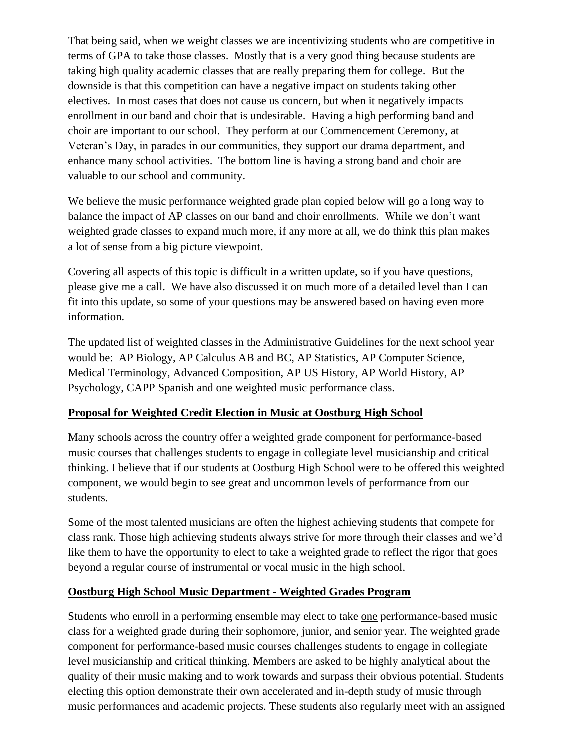That being said, when we weight classes we are incentivizing students who are competitive in terms of GPA to take those classes. Mostly that is a very good thing because students are taking high quality academic classes that are really preparing them for college. But the downside is that this competition can have a negative impact on students taking other electives. In most cases that does not cause us concern, but when it negatively impacts enrollment in our band and choir that is undesirable. Having a high performing band and choir are important to our school. They perform at our Commencement Ceremony, at Veteran's Day, in parades in our communities, they support our drama department, and enhance many school activities. The bottom line is having a strong band and choir are valuable to our school and community.

We believe the music performance weighted grade plan copied below will go a long way to balance the impact of AP classes on our band and choir enrollments. While we don't want weighted grade classes to expand much more, if any more at all, we do think this plan makes a lot of sense from a big picture viewpoint.

Covering all aspects of this topic is difficult in a written update, so if you have questions, please give me a call. We have also discussed it on much more of a detailed level than I can fit into this update, so some of your questions may be answered based on having even more information.

The updated list of weighted classes in the Administrative Guidelines for the next school year would be: AP Biology, AP Calculus AB and BC, AP Statistics, AP Computer Science, Medical Terminology, Advanced Composition, AP US History, AP World History, AP Psychology, CAPP Spanish and one weighted music performance class.

**Proposal for Weighted Credit Election in Music at Oostburg High School**

Many schools across the country offer a weighted grade component for performance-based music courses that challenges students to engage in collegiate level musicianship and critical thinking. I believe that if our students at Oostburg High School were to be offered this weighted component, we would begin to see great and uncommon levels of performance from our students.

Some of the most talented musicians are often the highest achieving students that compete for class rank. Those high achieving students always strive for more through their classes and we'd like them to have the opportunity to elect to take a weighted grade to reflect the rigor that goes beyond a regular course of instrumental or vocal music in the high school.

**Oostburg High School Music Department - Weighted Grades Program**

Students who enroll in a performing ensemble may elect to take one performance-based music class for a weighted grade during their sophomore, junior, and senior year. The weighted grade component for performance-based music courses challenges students to engage in collegiate level musicianship and critical thinking. Members are asked to be highly analytical about the quality of their music making and to work towards and surpass their obvious potential. Students electing this option demonstrate their own accelerated and in-depth study of music through music performances and academic projects. These students also regularly meet with an assigned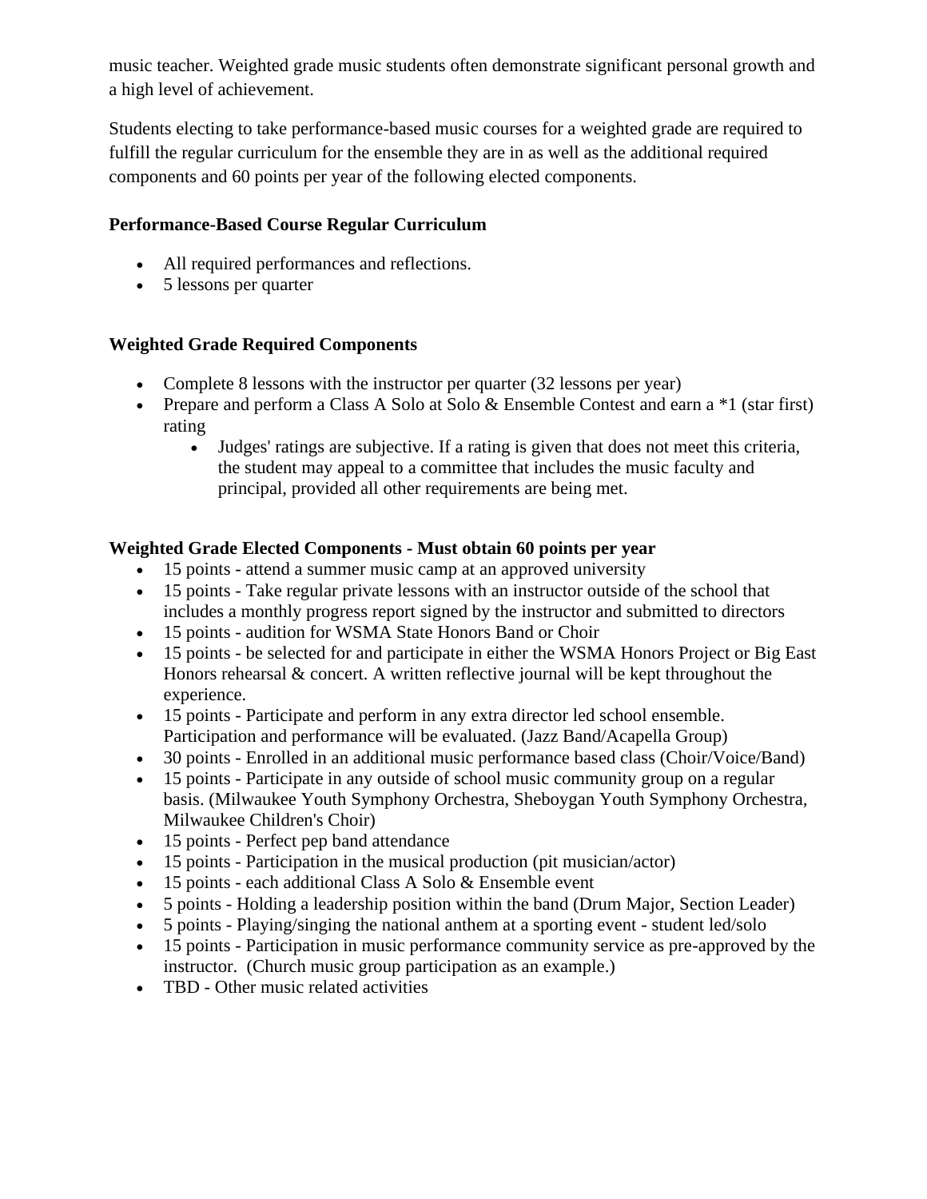music teacher. Weighted grade music students often demonstrate significant personal growth and a high level of achievement.

Students electing to take performance-based music courses for a weighted grade are required to fulfill the regular curriculum for the ensemble they are in as well as the additional required components and 60 points per year of the following elected components.

**Performance-Based Course Regular Curriculum**

- All required performances and reflections.
- 5 lessons per quarter

**Weighted Grade Required Components**

- Complete 8 lessons with the instructor per quarter (32 lessons per year)
- Prepare and perform a Class A Solo at Solo & Ensemble Contest and earn a *1 (star first) rating
  - Judges' ratings are subjective. If a rating is given that does not meet this criteria, the student may appeal to a committee that includes the music faculty and principal, provided all other requirements are being met.

**Weighted Grade Elected Components - Must obtain 60 points per year**

- 15 points - attend a summer music camp at an approved university
- 15 points - Take regular private lessons with an instructor outside of the school that includes a monthly progress report signed by the instructor and submitted to directors
- 15 points - audition for WSMA State Honors Band or Choir
- 15 points - be selected for and participate in either the WSMA Honors Project or Big East Honors rehearsal & concert. A written reflective journal will be kept throughout the experience.
- 15 points - Participate and perform in any extra director led school ensemble. Participation and performance will be evaluated. (Jazz Band/Acapella Group)
- 30 points - Enrolled in an additional music performance based class (Choir/Voice/Band)
- 15 points - Participate in any outside of school music community group on a regular basis. (Milwaukee Youth Symphony Orchestra, Sheboygan Youth Symphony Orchestra, Milwaukee Children's Choir)
- 15 points - Perfect pep band attendance
- 15 points - Participation in the musical production (pit musician/actor)
- 15 points - each additional Class A Solo & Ensemble event
- 5 points - Holding a leadership position within the band (Drum Major, Section Leader)
- 5 points - Playing/singing the national anthem at a sporting event - student led/solo
- 15 points - Participation in music performance community service as pre-approved by the instructor. (Church music group participation as an example.)
- TBD - Other music related activities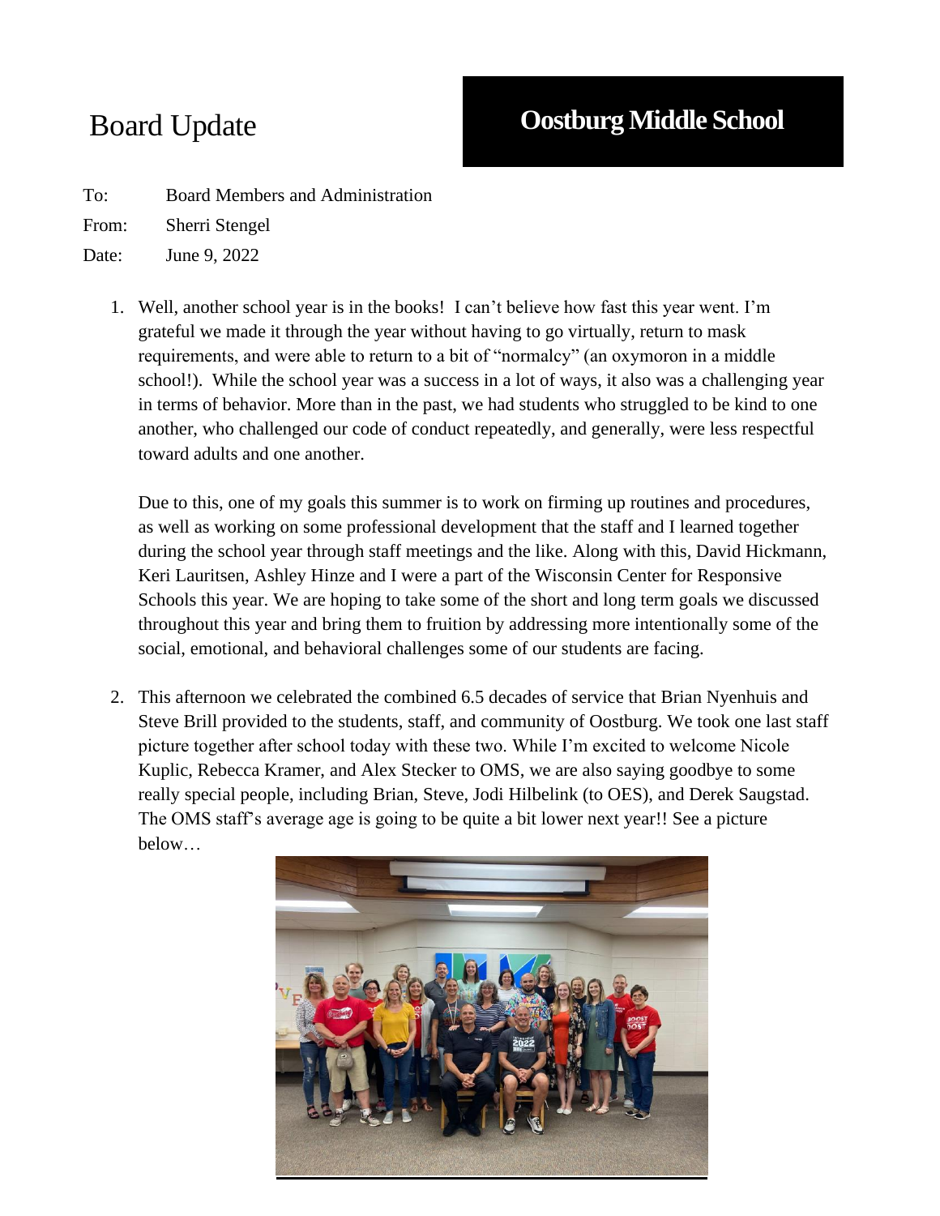# Board Update

**Oostburg Middle School**

To: Board Members and Administration

From: Sherri Stengel

Date: June 9, 2022

1. Well, another school year is in the books! I can't believe how fast this year went. I'm grateful we made it through the year without having to go virtually, return to mask requirements, and were able to return to a bit of "normalcy" (an oxymoron in a middle school!). While the school year was a success in a lot of ways, it also was a challenging year in terms of behavior. More than in the past, we had students who struggled to be kind to one another, who challenged our code of conduct repeatedly, and generally, were less respectful toward adults and one another.

   Due to this, one of my goals this summer is to work on firming up routines and procedures, as well as working on some professional development that the staff and I learned together during the school year through staff meetings and the like. Along with this, David Hickmann, Keri Lauritsen, Ashley Hinze and I were a part of the Wisconsin Center for Responsive Schools this year. We are hoping to take some of the short and long term goals we discussed throughout this year and bring them to fruition by addressing more intentionally some of the social, emotional, and behavioral challenges some of our students are facing.

2. This afternoon we celebrated the combined 6.5 decades of service that Brian Nyenhuis and Steve Brill provided to the students, staff, and community of Oostburg. We took one last staff picture together after school today with these two. While I'm excited to welcome Nicole Kuplic, Rebecca Kramer, and Alex Stecker to OMS, we are also saying goodbye to some really special people, including Brian, Steve, Jodi Hilbelink (to OES), and Derek Saugstad. The OMS staff's average age is going to be quite a bit lower next year!! See a picture below…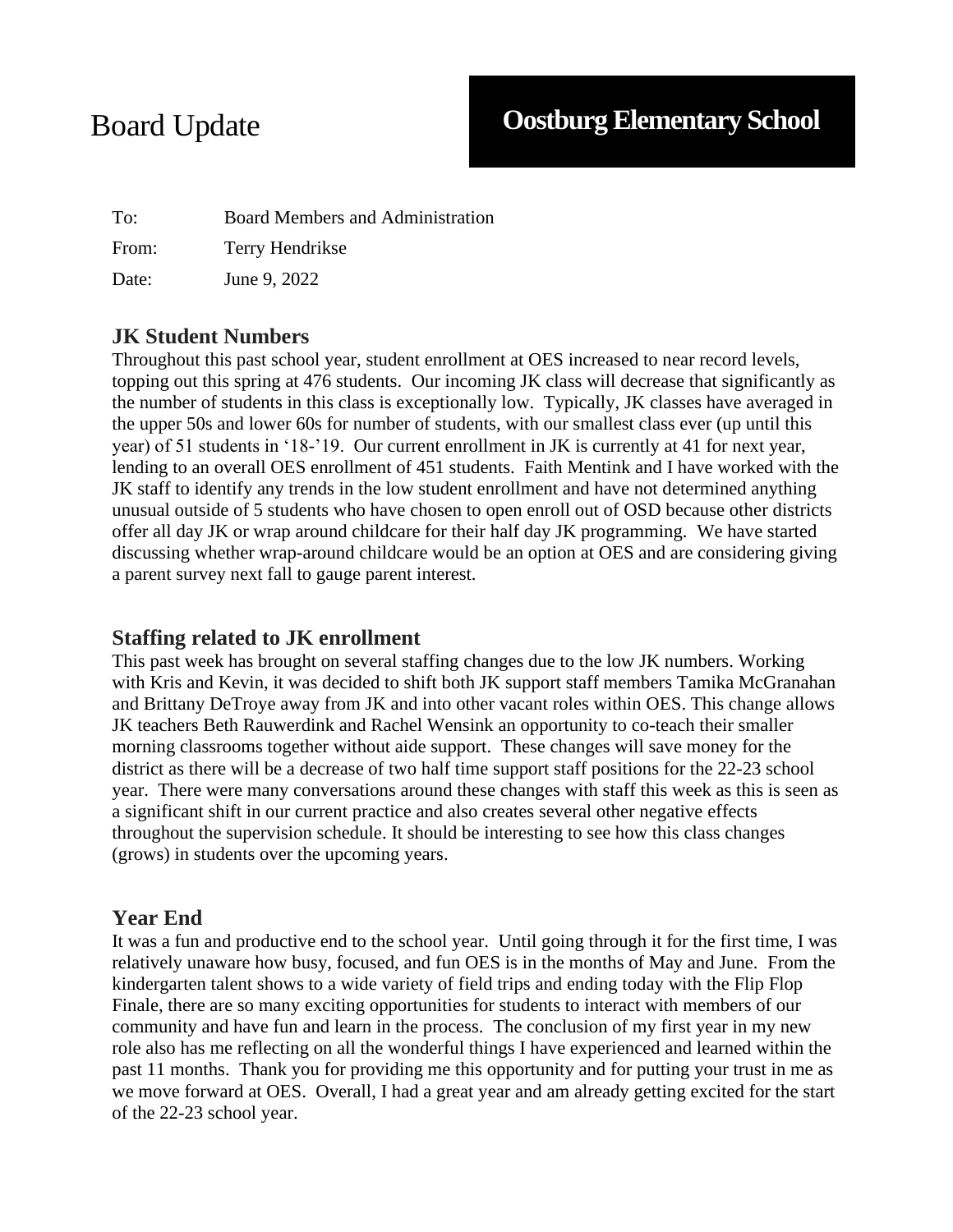# Board Update

## Oostburg Elementary School

| | |
|---|---|
| To: | Board Members and Administration |
| From: | Terry Hendrikse |
| Date: | June 9, 2022 |

### JK Student Numbers

Throughout this past school year, student enrollment at OES increased to near record levels, topping out this spring at 476 students. Our incoming JK class will decrease that significantly as the number of students in this class is exceptionally low. Typically, JK classes have averaged in the upper 50s and lower 60s for number of students, with our smallest class ever (up until this year) of 51 students in '18-'19. Our current enrollment in JK is currently at 41 for next year, lending to an overall OES enrollment of 451 students. Faith Mentink and I have worked with the JK staff to identify any trends in the low student enrollment and have not determined anything unusual outside of 5 students who have chosen to open enroll out of OSD because other districts offer all day JK or wrap around childcare for their half day JK programming. We have started discussing whether wrap-around childcare would be an option at OES and are considering giving a parent survey next fall to gauge parent interest.

### Staffing related to JK enrollment

This past week has brought on several staffing changes due to the low JK numbers. Working with Kris and Kevin, it was decided to shift both JK support staff members Tamika McGranahan and Brittany DeTroye away from JK and into other vacant roles within OES. This change allows JK teachers Beth Rauwerdink and Rachel Wensink an opportunity to co-teach their smaller morning classrooms together without aide support. These changes will save money for the district as there will be a decrease of two half time support staff positions for the 22-23 school year. There were many conversations around these changes with staff this week as this is seen as a significant shift in our current practice and also creates several other negative effects throughout the supervision schedule. It should be interesting to see how this class changes (grows) in students over the upcoming years.

### Year End

It was a fun and productive end to the school year. Until going through it for the first time, I was relatively unaware how busy, focused, and fun OES is in the months of May and June. From the kindergarten talent shows to a wide variety of field trips and ending today with the Flip Flop Finale, there are so many exciting opportunities for students to interact with members of our community and have fun and learn in the process. The conclusion of my first year in my new role also has me reflecting on all the wonderful things I have experienced and learned within the past 11 months. Thank you for providing me this opportunity and for putting your trust in me as we move forward at OES. Overall, I had a great year and am already getting excited for the start of the 22-23 school year.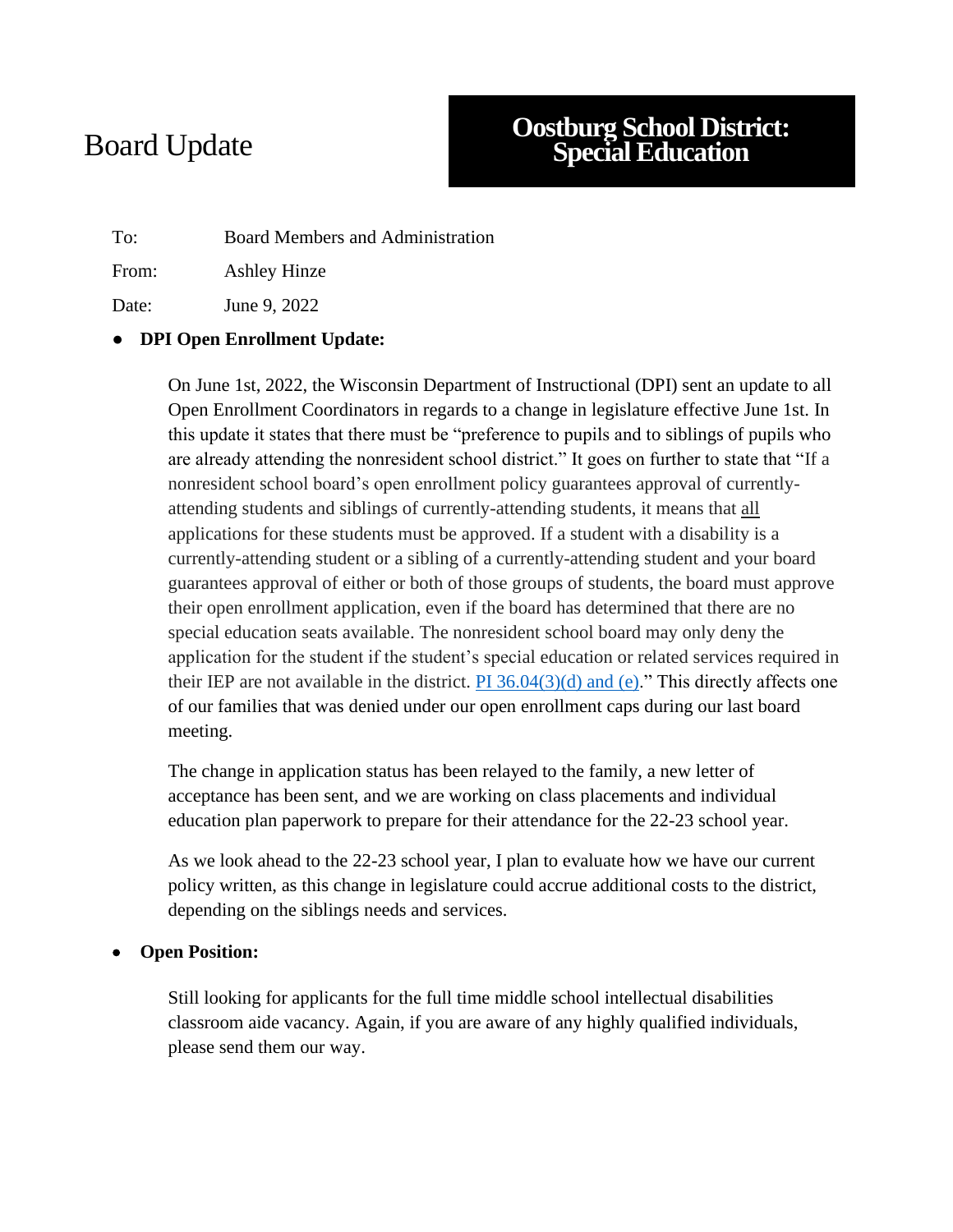# Board Update

## Oostburg School District: Special Education

| | |
|---|---|
| To: | Board Members and Administration |
| From: | Ashley Hinze |
| Date: | June 9, 2022 |

- **DPI Open Enrollment Update:**

  On June 1st, 2022, the Wisconsin Department of Instructional (DPI) sent an update to all Open Enrollment Coordinators in regards to a change in legislature effective June 1st. In this update it states that there must be "preference to pupils and to siblings of pupils who are already attending the nonresident school district." It goes on further to state that "If a nonresident school board's open enrollment policy guarantees approval of currently-attending students and siblings of currently-attending students, it means that <u>all</u> applications for these students must be approved. If a student with a disability is a currently-attending student or a sibling of a currently-attending student and your board guarantees approval of either or both of those groups of students, the board must approve their open enrollment application, even if the board has determined that there are no special education seats available. The nonresident school board may only deny the application for the student if the student's special education or related services required in their IEP are not available in the district. PI 36.04(3)(d) and (e)." This directly affects one of our families that was denied under our open enrollment caps during our last board meeting.

  The change in application status has been relayed to the family, a new letter of acceptance has been sent, and we are working on class placements and individual education plan paperwork to prepare for their attendance for the 22-23 school year.

  As we look ahead to the 22-23 school year, I plan to evaluate how we have our current policy written, as this change in legislature could accrue additional costs to the district, depending on the siblings needs and services.

- **Open Position:**

  Still looking for applicants for the full time middle school intellectual disabilities classroom aide vacancy. Again, if you are aware of any highly qualified individuals, please send them our way.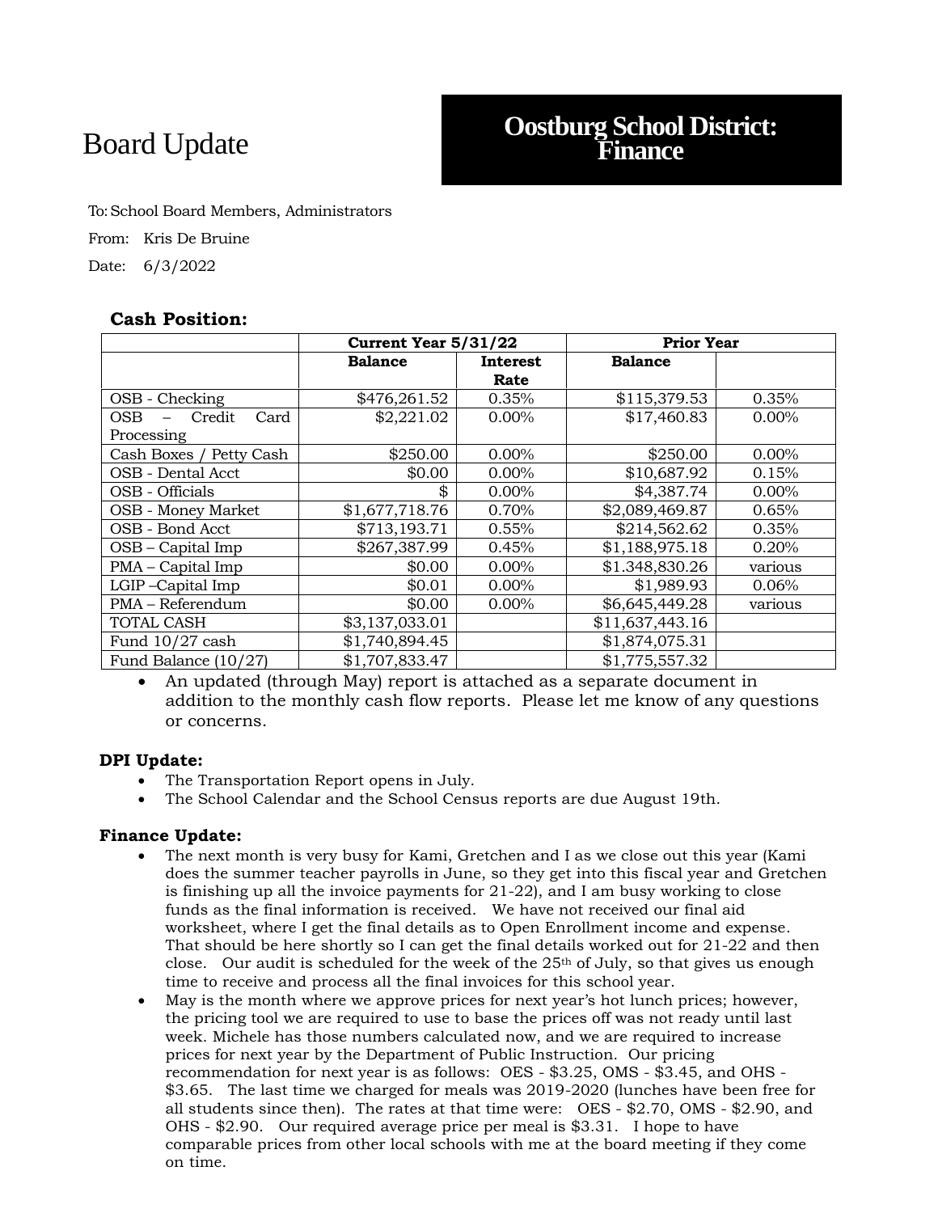Board Update

# Oostburg School District: Finance

To: School Board Members, Administrators

From: Kris De Bruine

Date: 6/3/2022

**Cash Position:**

| | Current Year 5/31/22 | | Prior Year | |
|---|---|---|---|---|
| | **Balance** | **Interest Rate** | **Balance** | |
| OSB - Checking | $476,261.52 | 0.35% | $115,379.53 | 0.35% |
| OSB – Credit Card Processing | $2,221.02 | 0.00% | $17,460.83 | 0.00% |
| Cash Boxes / Petty Cash | $250.00 | 0.00% | $250.00 | 0.00% |
| OSB - Dental Acct | $0.00 | 0.00% | $10,687.92 | 0.15% |
| OSB - Officials | $ | 0.00% | $4,387.74 | 0.00% |
| OSB - Money Market | $1,677,718.76 | 0.70% | $2,089,469.87 | 0.65% |
| OSB - Bond Acct | $713,193.71 | 0.55% | $214,562.62 | 0.35% |
| OSB – Capital Imp | $267,387.99 | 0.45% | $1,188,975.18 | 0.20% |
| PMA – Capital Imp | $0.00 | 0.00% | $1.348,830.26 | various |
| LGIP –Capital Imp | $0.01 | 0.00% | $1,989.93 | 0.06% |
| PMA – Referendum | $0.00 | 0.00% | $6,645,449.28 | various |
| TOTAL CASH | $3,137,033.01 | | $11,637,443.16 | |
| Fund 10/27 cash | $1,740,894.45 | | $1,874,075.31 | |
| Fund Balance (10/27) | $1,707,833.47 | | $1,775,557.32 | |

- An updated (through May) report is attached as a separate document in addition to the monthly cash flow reports. Please let me know of any questions or concerns.

**DPI Update:**

- The Transportation Report opens in July.
- The School Calendar and the School Census reports are due August 19th.

**Finance Update:**

- The next month is very busy for Kami, Gretchen and I as we close out this year (Kami does the summer teacher payrolls in June, so they get into this fiscal year and Gretchen is finishing up all the invoice payments for 21-22), and I am busy working to close funds as the final information is received. We have not received our final aid worksheet, where I get the final details as to Open Enrollment income and expense. That should be here shortly so I can get the final details worked out for 21-22 and then close. Our audit is scheduled for the week of the 25th of July, so that gives us enough time to receive and process all the final invoices for this school year.
- May is the month where we approve prices for next year's hot lunch prices; however, the pricing tool we are required to use to base the prices off was not ready until last week. Michele has those numbers calculated now, and we are required to increase prices for next year by the Department of Public Instruction. Our pricing recommendation for next year is as follows: OES - $3.25, OMS - $3.45, and OHS - $3.65. The last time we charged for meals was 2019-2020 (lunches have been free for all students since then). The rates at that time were: OES - $2.70, OMS - $2.90, and OHS - $2.90. Our required average price per meal is $3.31. I hope to have comparable prices from other local schools with me at the board meeting if they come on time.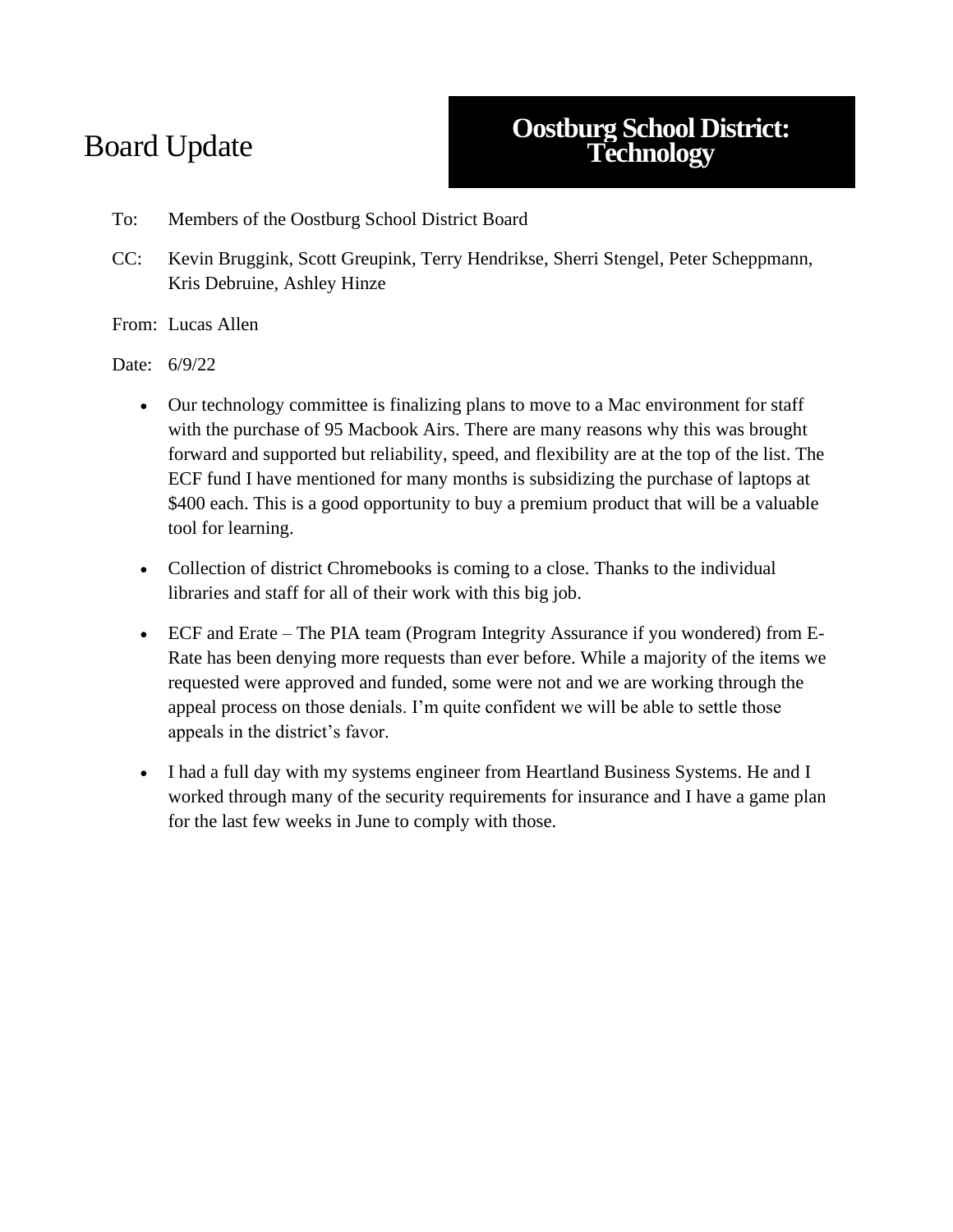# Board Update

## Oostburg School District: Technology

To: Members of the Oostburg School District Board

CC: Kevin Bruggink, Scott Greupink, Terry Hendrikse, Sherri Stengel, Peter Scheppmann, Kris Debruine, Ashley Hinze

From: Lucas Allen

Date: 6/9/22

- Our technology committee is finalizing plans to move to a Mac environment for staff with the purchase of 95 Macbook Airs. There are many reasons why this was brought forward and supported but reliability, speed, and flexibility are at the top of the list. The ECF fund I have mentioned for many months is subsidizing the purchase of laptops at $400 each. This is a good opportunity to buy a premium product that will be a valuable tool for learning.

- Collection of district Chromebooks is coming to a close. Thanks to the individual libraries and staff for all of their work with this big job.

- ECF and Erate – The PIA team (Program Integrity Assurance if you wondered) from E-Rate has been denying more requests than ever before. While a majority of the items we requested were approved and funded, some were not and we are working through the appeal process on those denials. I'm quite confident we will be able to settle those appeals in the district's favor.

- I had a full day with my systems engineer from Heartland Business Systems. He and I worked through many of the security requirements for insurance and I have a game plan for the last few weeks in June to comply with those.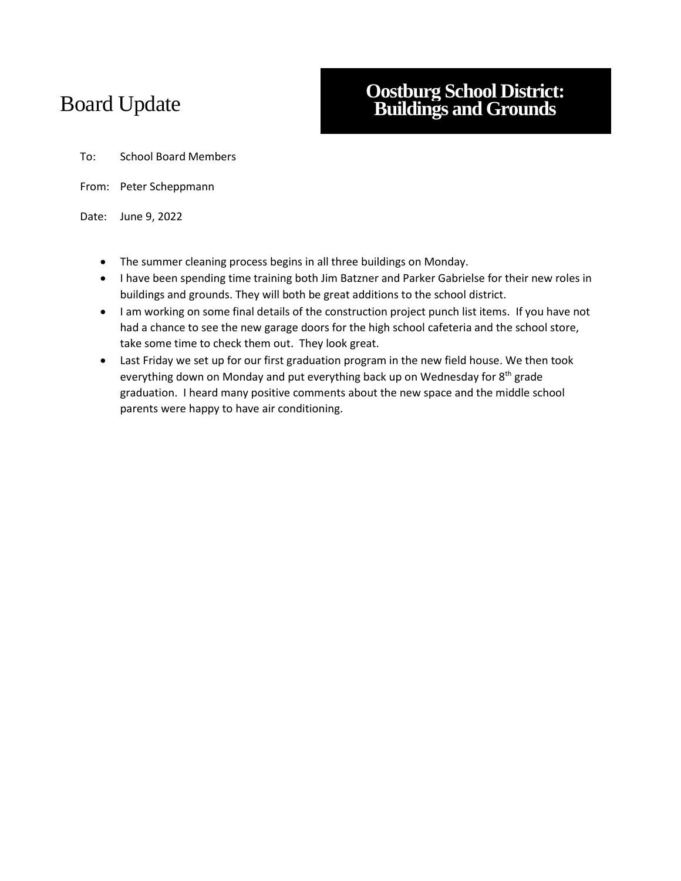# Board Update

## Oostburg School District: Buildings and Grounds

To: School Board Members

From: Peter Scheppmann

Date: June 9, 2022

- The summer cleaning process begins in all three buildings on Monday.
- I have been spending time training both Jim Batzner and Parker Gabrielse for their new roles in buildings and grounds. They will both be great additions to the school district.
- I am working on some final details of the construction project punch list items. If you have not had a chance to see the new garage doors for the high school cafeteria and the school store, take some time to check them out. They look great.
- Last Friday we set up for our first graduation program in the new field house. We then took everything down on Monday and put everything back up on Wednesday for 8th grade graduation. I heard many positive comments about the new space and the middle school parents were happy to have air conditioning.